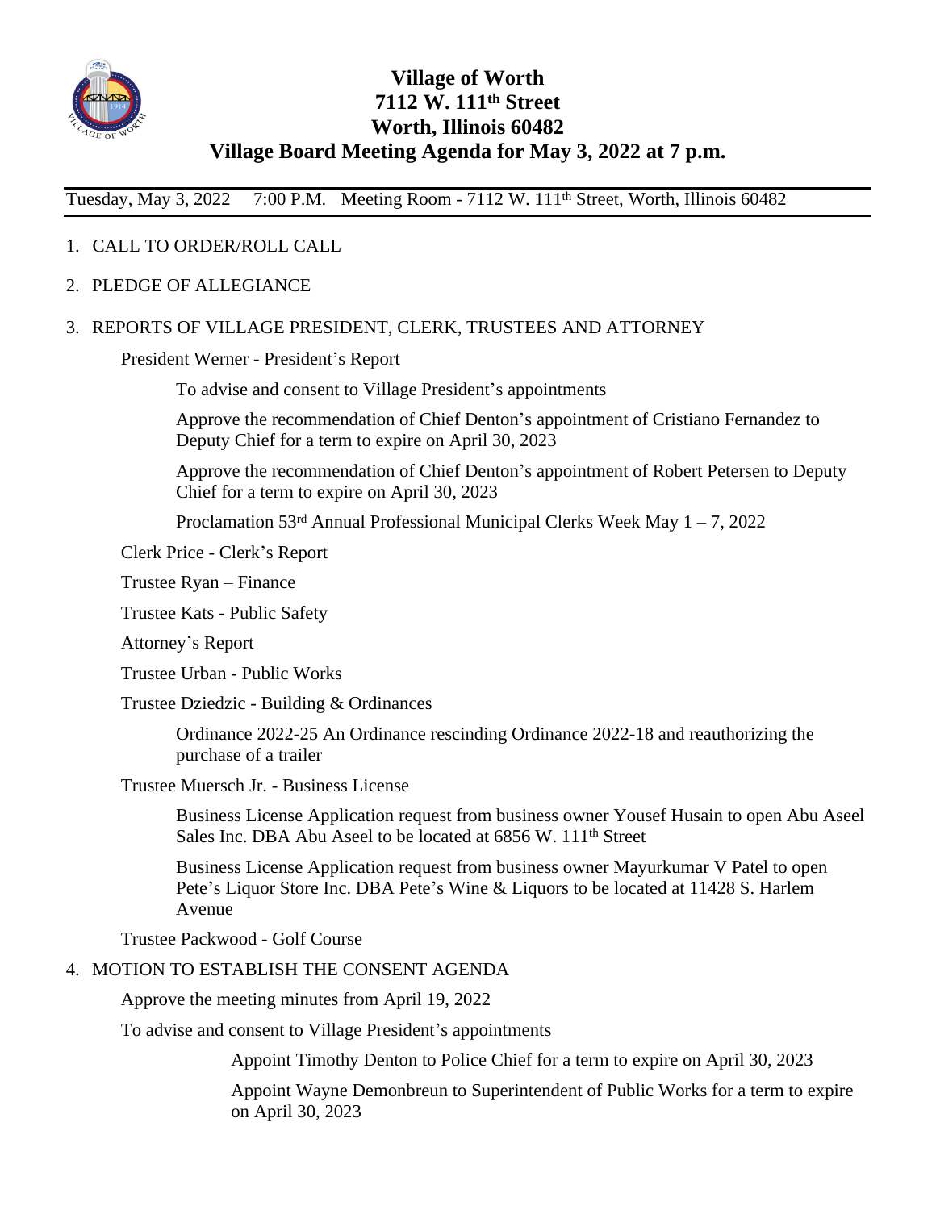# Village of Worth
## 7112 W. 111th Street
## Worth, Illinois 60482
## Village Board Meeting Agenda for May 3, 2022 at 7 p.m.

Tuesday, May 3, 2022 7:00 P.M. Meeting Room - 7112 W. 111th Street, Worth, Illinois 60482

1. CALL TO ORDER/ROLL CALL
2. PLEDGE OF ALLEGIANCE
3. REPORTS OF VILLAGE PRESIDENT, CLERK, TRUSTEES AND ATTORNEY

   President Werner - President's Report

   To advise and consent to Village President's appointments

   Approve the recommendation of Chief Denton's appointment of Cristiano Fernandez to Deputy Chief for a term to expire on April 30, 2023

   Approve the recommendation of Chief Denton's appointment of Robert Petersen to Deputy Chief for a term to expire on April 30, 2023

   Proclamation 53rd Annual Professional Municipal Clerks Week May 1 – 7, 2022

   Clerk Price - Clerk's Report

   Trustee Ryan – Finance

   Trustee Kats - Public Safety

   Attorney's Report

   Trustee Urban - Public Works

   Trustee Dziedzic - Building & Ordinances

   Ordinance 2022-25 An Ordinance rescinding Ordinance 2022-18 and reauthorizing the purchase of a trailer

   Trustee Muersch Jr. - Business License

   Business License Application request from business owner Yousef Husain to open Abu Aseel Sales Inc. DBA Abu Aseel to be located at 6856 W. 111th Street

   Business License Application request from business owner Mayurkumar V Patel to open Pete's Liquor Store Inc. DBA Pete's Wine & Liquors to be located at 11428 S. Harlem Avenue

   Trustee Packwood - Golf Course

4. MOTION TO ESTABLISH THE CONSENT AGENDA

   Approve the meeting minutes from April 19, 2022

   To advise and consent to Village President's appointments

   Appoint Timothy Denton to Police Chief for a term to expire on April 30, 2023

   Appoint Wayne Demonbreun to Superintendent of Public Works for a term to expire on April 30, 2023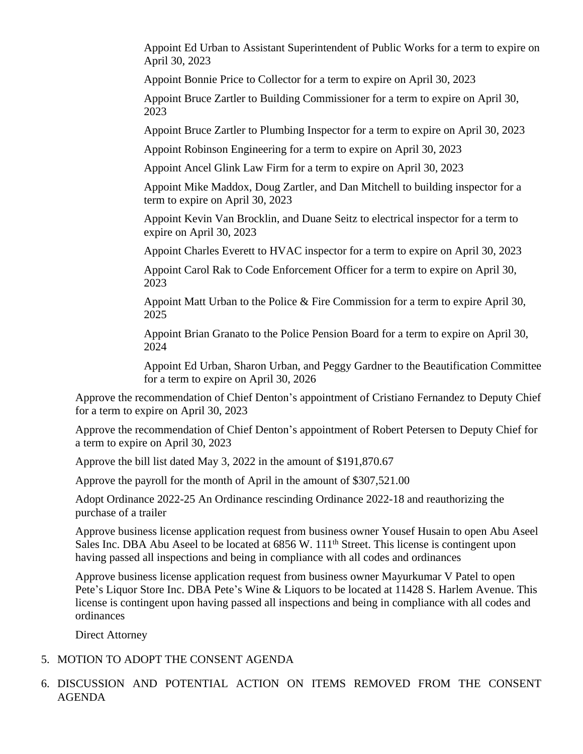Appoint Ed Urban to Assistant Superintendent of Public Works for a term to expire on April 30, 2023

Appoint Bonnie Price to Collector for a term to expire on April 30, 2023

Appoint Bruce Zartler to Building Commissioner for a term to expire on April 30, 2023

Appoint Bruce Zartler to Plumbing Inspector for a term to expire on April 30, 2023

Appoint Robinson Engineering for a term to expire on April 30, 2023

Appoint Ancel Glink Law Firm for a term to expire on April 30, 2023

Appoint Mike Maddox, Doug Zartler, and Dan Mitchell to building inspector for a term to expire on April 30, 2023

Appoint Kevin Van Brocklin, and Duane Seitz to electrical inspector for a term to expire on April 30, 2023

Appoint Charles Everett to HVAC inspector for a term to expire on April 30, 2023

Appoint Carol Rak to Code Enforcement Officer for a term to expire on April 30, 2023

Appoint Matt Urban to the Police & Fire Commission for a term to expire April 30, 2025

Appoint Brian Granato to the Police Pension Board for a term to expire on April 30, 2024

Appoint Ed Urban, Sharon Urban, and Peggy Gardner to the Beautification Committee for a term to expire on April 30, 2026

Approve the recommendation of Chief Denton's appointment of Cristiano Fernandez to Deputy Chief for a term to expire on April 30, 2023

Approve the recommendation of Chief Denton's appointment of Robert Petersen to Deputy Chief for a term to expire on April 30, 2023

Approve the bill list dated May 3, 2022 in the amount of $191,870.67

Approve the payroll for the month of April in the amount of $307,521.00

Adopt Ordinance 2022-25 An Ordinance rescinding Ordinance 2022-18 and reauthorizing the purchase of a trailer

Approve business license application request from business owner Yousef Husain to open Abu Aseel Sales Inc. DBA Abu Aseel to be located at 6856 W. 111th Street. This license is contingent upon having passed all inspections and being in compliance with all codes and ordinances

Approve business license application request from business owner Mayurkumar V Patel to open Pete's Liquor Store Inc. DBA Pete's Wine & Liquors to be located at 11428 S. Harlem Avenue. This license is contingent upon having passed all inspections and being in compliance with all codes and ordinances

Direct Attorney

5. MOTION TO ADOPT THE CONSENT AGENDA

6. DISCUSSION AND POTENTIAL ACTION ON ITEMS REMOVED FROM THE CONSENT AGENDA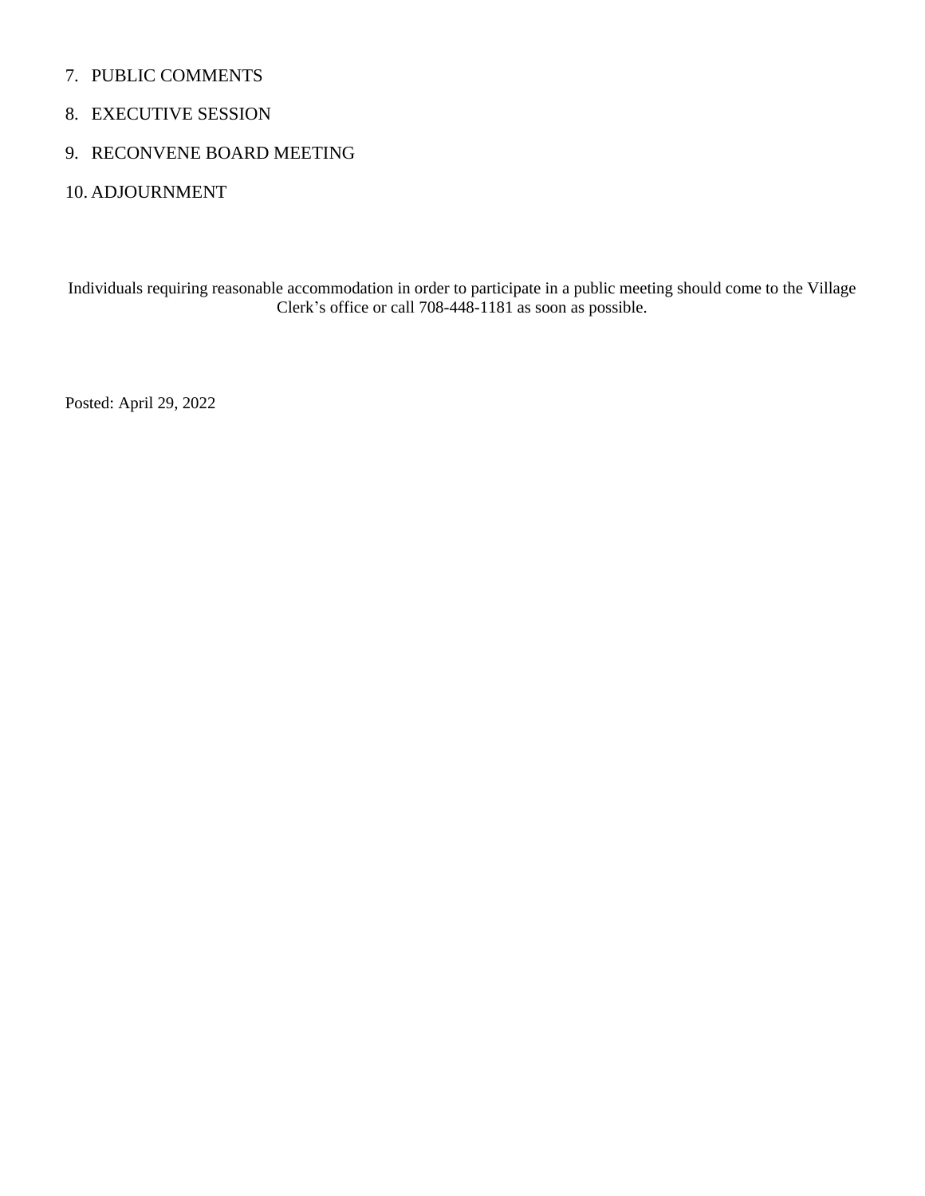7. PUBLIC COMMENTS
8. EXECUTIVE SESSION
9. RECONVENE BOARD MEETING
10. ADJOURNMENT

Individuals requiring reasonable accommodation in order to participate in a public meeting should come to the Village Clerk's office or call 708-448-1181 as soon as possible.

Posted: April 29, 2022